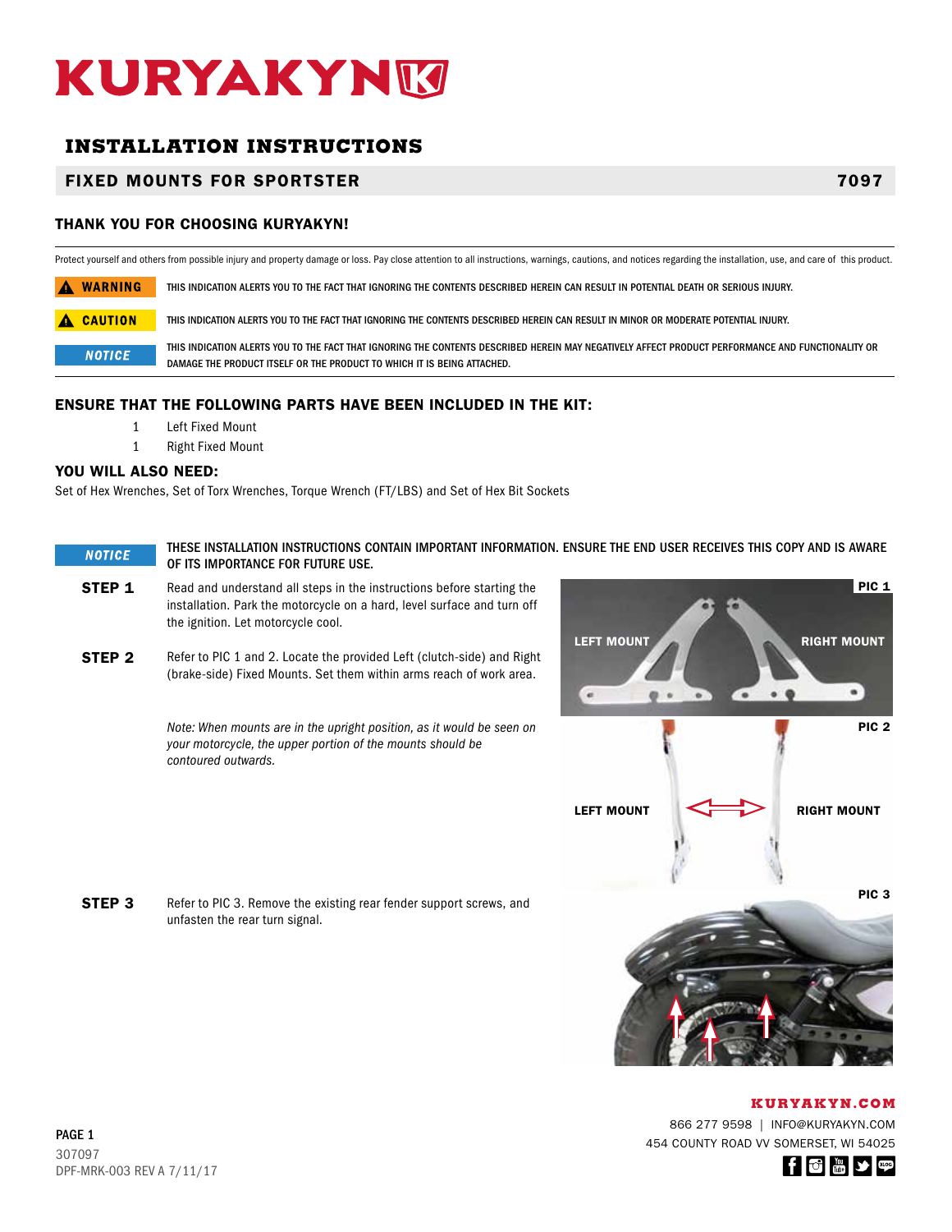# KURYAKYN

## INSTALLATION INSTRUCTIONS

### FIXED MOUNTS FOR SPORTSTER — 7097

### THANK YOU FOR CHOOSING KURYAKYN!

Protect yourself and others from possible injury and property damage or loss. Pay close attention to all instructions, warnings, cautions, and notices regarding the installation, use, and care of this product.

**WARNING** — THIS INDICATION ALERTS YOU TO THE FACT THAT IGNORING THE CONTENTS DESCRIBED HEREIN CAN RESULT IN POTENTIAL DEATH OR SERIOUS INJURY.

**CAUTION** — THIS INDICATION ALERTS YOU TO THE FACT THAT IGNORING THE CONTENTS DESCRIBED HEREIN CAN RESULT IN MINOR OR MODERATE POTENTIAL INJURY.

**NOTICE** — THIS INDICATION ALERTS YOU TO THE FACT THAT IGNORING THE CONTENTS DESCRIBED HEREIN MAY NEGATIVELY AFFECT PRODUCT PERFORMANCE AND FUNCTIONALITY OR DAMAGE THE PRODUCT ITSELF OR THE PRODUCT TO WHICH IT IS BEING ATTACHED.

### ENSURE THAT THE FOLLOWING PARTS HAVE BEEN INCLUDED IN THE KIT:

- 1 Left Fixed Mount
- 1 Right Fixed Mount

### YOU WILL ALSO NEED:

Set of Hex Wrenches, Set of Torx Wrenches, Torque Wrench (FT/LBS) and Set of Hex Bit Sockets

**NOTICE** — THESE INSTALLATION INSTRUCTIONS CONTAIN IMPORTANT INFORMATION. ENSURE THE END USER RECEIVES THIS COPY AND IS AWARE OF ITS IMPORTANCE FOR FUTURE USE.

**STEP 1** Read and understand all steps in the instructions before starting the installation. Park the motorcycle on a hard, level surface and turn off the ignition. Let motorcycle cool.

**STEP 2** Refer to PIC 1 and 2. Locate the provided Left (clutch-side) and Right (brake-side) Fixed Mounts. Set them within arms reach of work area.

*Note: When mounts are in the upright position, as it would be seen on your motorcycle, the upper portion of the mounts should be contoured outwards.*

PIC 1 — LEFT MOUNT, RIGHT MOUNT

PIC 2 — LEFT MOUNT, RIGHT MOUNT

**STEP 3** Refer to PIC 3. Remove the existing rear fender support screws, and unfasten the rear turn signal.

PIC 3

KURYAKYN.COM
866 277 9598 | INFO@KURYAKYN.COM
454 COUNTY ROAD VV SOMERSET, WI 54025

PAGE 1
307097
DPF-MRK-003 REV A 7/11/17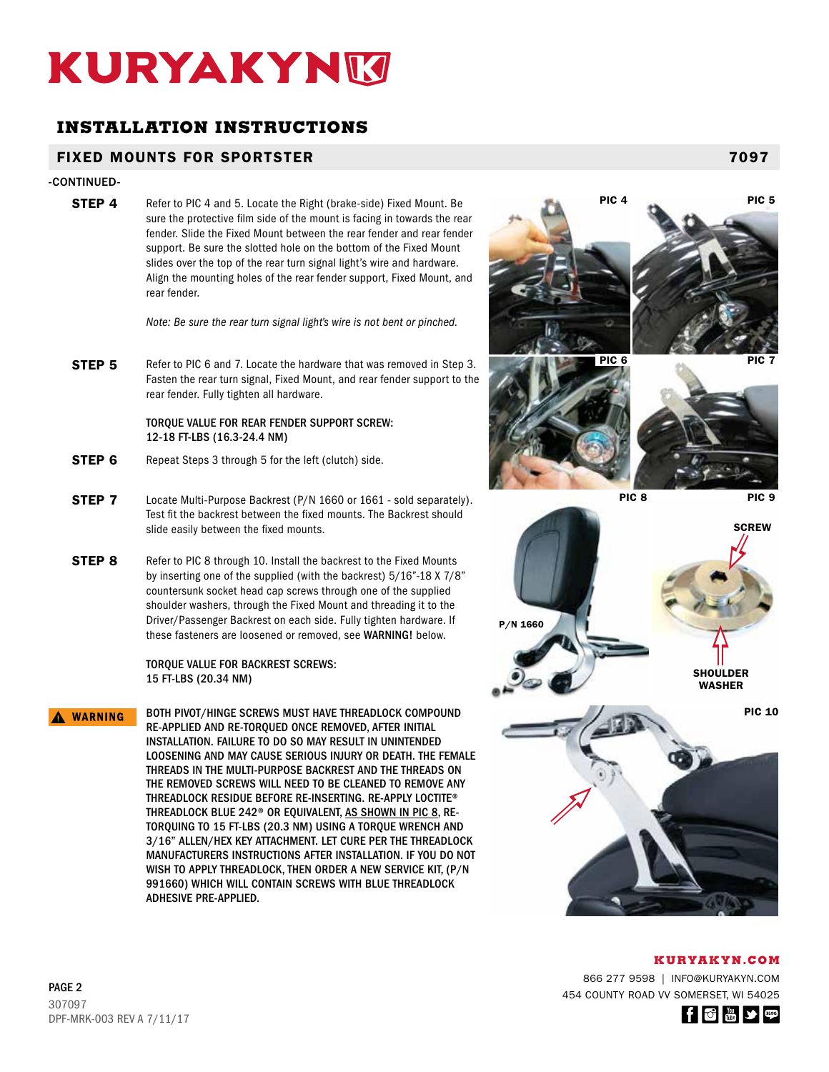# KURYAKYN

## INSTALLATION INSTRUCTIONS

### FIXED MOUNTS FOR SPORTSTER — 7097

-CONTINUED-

**STEP 4** Refer to PIC 4 and 5. Locate the Right (brake-side) Fixed Mount. Be sure the protective film side of the mount is facing in towards the rear fender. Slide the Fixed Mount between the rear fender and rear fender support. Be sure the slotted hole on the bottom of the Fixed Mount slides over the top of the rear turn signal light's wire and hardware. Align the mounting holes of the rear fender support, Fixed Mount, and rear fender.

*Note: Be sure the rear turn signal light's wire is not bent or pinched.*

**STEP 5** Refer to PIC 6 and 7. Locate the hardware that was removed in Step 3. Fasten the rear turn signal, Fixed Mount, and rear fender support to the rear fender. Fully tighten all hardware.

TORQUE VALUE FOR REAR FENDER SUPPORT SCREW:
12-18 FT-LBS (16.3-24.4 NM)

**STEP 6** Repeat Steps 3 through 5 for the left (clutch) side.

**STEP 7** Locate Multi-Purpose Backrest (P/N 1660 or 1661 - sold separately). Test fit the backrest between the fixed mounts. The Backrest should slide easily between the fixed mounts.

**STEP 8** Refer to PIC 8 through 10. Install the backrest to the Fixed Mounts by inserting one of the supplied (with the backrest) 5/16"-18 X 7/8" countersunk socket head cap screws through one of the supplied shoulder washers, through the Fixed Mount and threading it to the Driver/Passenger Backrest on each side. Fully tighten hardware. If these fasteners are loosened or removed, see WARNING! below.

TORQUE VALUE FOR BACKREST SCREWS:
15 FT-LBS (20.34 NM)

**⚠ WARNING** BOTH PIVOT/HINGE SCREWS MUST HAVE THREADLOCK COMPOUND RE-APPLIED AND RE-TORQUED ONCE REMOVED, AFTER INITIAL INSTALLATION. FAILURE TO DO SO MAY RESULT IN UNINTENDED LOOSENING AND MAY CAUSE SERIOUS INJURY OR DEATH. THE FEMALE THREADS IN THE MULTI-PURPOSE BACKREST AND THE THREADS ON THE REMOVED SCREWS WILL NEED TO BE CLEANED TO REMOVE ANY THREADLOCK RESIDUE BEFORE RE-INSERTING. RE-APPLY LOCTITE® THREADLOCK BLUE 242® OR EQUIVALENT, AS SHOWN IN PIC 8, RE-TORQUING TO 15 FT-LBS (20.3 NM) USING A TORQUE WRENCH AND 3/16" ALLEN/HEX KEY ATTACHMENT. LET CURE PER THE THREADLOCK MANUFACTURERS INSTRUCTIONS AFTER INSTALLATION. IF YOU DO NOT WISH TO APPLY THREADLOCK, THEN ORDER A NEW SERVICE KIT, (P/N 991660) WHICH WILL CONTAIN SCREWS WITH BLUE THREADLOCK ADHESIVE PRE-APPLIED.

PIC 4

PIC 5

PIC 6

PIC 7

PIC 8

P/N 1660

PIC 9

SCREW

SHOULDER WASHER

PIC 10

**KURYAKYN.COM**
866 277 9598 | INFO@KURYAKYN.COM
454 COUNTY ROAD VV SOMERSET, WI 54025

307097
DPF-MRK-003 REV A 7/11/17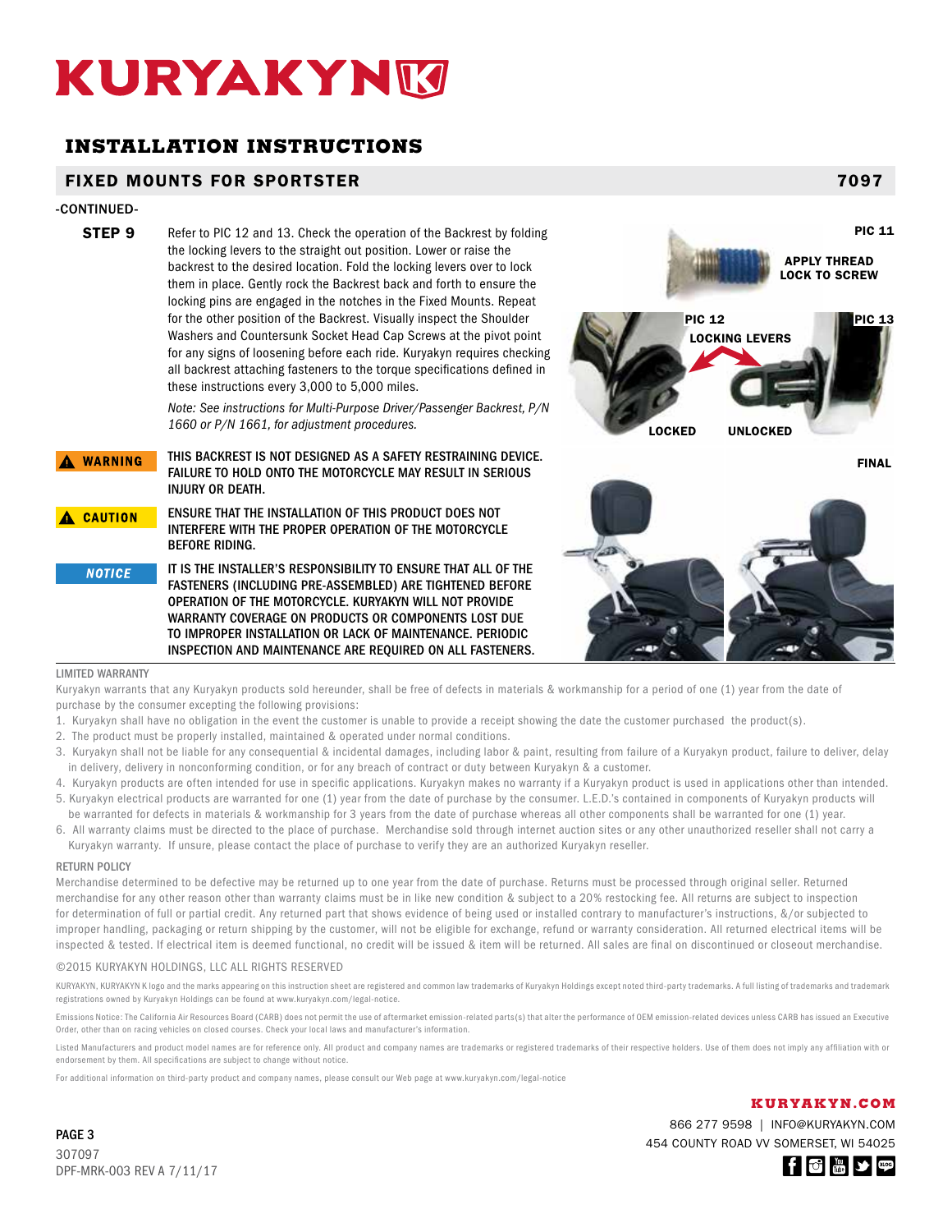# KURYAKYN

## INSTALLATION INSTRUCTIONS

### FIXED MOUNTS FOR SPORTSTER — 7097

-CONTINUED-

**STEP 9** Refer to PIC 12 and 13. Check the operation of the Backrest by folding the locking levers to the straight out position. Lower or raise the backrest to the desired location. Fold the locking levers over to lock them in place. Gently rock the Backrest back and forth to ensure the locking pins are engaged in the notches in the Fixed Mounts. Repeat for the other position of the Backrest. Visually inspect the Shoulder Washers and Countersunk Socket Head Cap Screws at the pivot point for any signs of loosening before each ride. Kuryakyn requires checking all backrest attaching fasteners to the torque specifications defined in these instructions every 3,000 to 5,000 miles.

*Note: See instructions for Multi-Purpose Driver/Passenger Backrest, P/N 1660 or P/N 1661, for adjustment procedures.*

PIC 11

APPLY THREAD LOCK TO SCREW

PIC 12

PIC 13

LOCKING LEVERS

LOCKED

UNLOCKED

FINAL

**⚠ WARNING** THIS BACKREST IS NOT DESIGNED AS A SAFETY RESTRAINING DEVICE. FAILURE TO HOLD ONTO THE MOTORCYCLE MAY RESULT IN SERIOUS INJURY OR DEATH.

**⚠ CAUTION** ENSURE THAT THE INSTALLATION OF THIS PRODUCT DOES NOT INTERFERE WITH THE PROPER OPERATION OF THE MOTORCYCLE BEFORE RIDING.

**NOTICE** IT IS THE INSTALLER'S RESPONSIBILITY TO ENSURE THAT ALL OF THE FASTENERS (INCLUDING PRE-ASSEMBLED) ARE TIGHTENED BEFORE OPERATION OF THE MOTORCYCLE. KURYAKYN WILL NOT PROVIDE WARRANTY COVERAGE ON PRODUCTS OR COMPONENTS LOST DUE TO IMPROPER INSTALLATION OR LACK OF MAINTENANCE. PERIODIC INSPECTION AND MAINTENANCE ARE REQUIRED ON ALL FASTENERS.

#### LIMITED WARRANTY

Kuryakyn warrants that any Kuryakyn products sold hereunder, shall be free of defects in materials & workmanship for a period of one (1) year from the date of purchase by the consumer excepting the following provisions:

1. Kuryakyn shall have no obligation in the event the customer is unable to provide a receipt showing the date the customer purchased the product(s).
2. The product must be properly installed, maintained & operated under normal conditions.
3. Kuryakyn shall not be liable for any consequential & incidental damages, including labor & paint, resulting from failure of a Kuryakyn product, failure to deliver, delay in delivery, delivery in nonconforming condition, or for any breach of contract or duty between Kuryakyn & a customer.
4. Kuryakyn products are often intended for use in specific applications. Kuryakyn makes no warranty if a Kuryakyn product is used in applications other than intended.
5. Kuryakyn electrical products are warranted for one (1) year from the date of purchase by the consumer. L.E.D.'s contained in components of Kuryakyn products will be warranted for defects in materials & workmanship for 3 years from the date of purchase whereas all other components shall be warranted for one (1) year.
6. All warranty claims must be directed to the place of purchase. Merchandise sold through internet auction sites or any other unauthorized reseller shall not carry a Kuryakyn warranty. If unsure, please contact the place of purchase to verify they are an authorized Kuryakyn reseller.

#### RETURN POLICY

Merchandise determined to be defective may be returned up to one year from the date of purchase. Returns must be processed through original seller. Returned merchandise for any other reason other than warranty claims must be in like new condition & subject to a 20% restocking fee. All returns are subject to inspection for determination of full or partial credit. Any returned part that shows evidence of being used or installed contrary to manufacturer's instructions, &/or subjected to improper handling, packaging or return shipping by the customer, will not be eligible for exchange, refund or warranty consideration. All returned electrical items will be inspected & tested. If electrical item is deemed functional, no credit will be issued & item will be returned. All sales are final on discontinued or closeout merchandise.

©2015 KURYAKYN HOLDINGS, LLC ALL RIGHTS RESERVED

KURYAKYN, KURYAKYN K logo and the marks appearing on this instruction sheet are registered and common law trademarks of Kuryakyn Holdings except noted third-party trademarks. A full listing of trademarks and trademark registrations owned by Kuryakyn Holdings can be found at www.kuryakyn.com/legal-notice.

Emissions Notice: The California Air Resources Board (CARB) does not permit the use of aftermarket emission-related parts(s) that alter the performance of OEM emission-related devices unless CARB has issued an Executive Order, other than on racing vehicles on closed courses. Check your local laws and manufacturer's information.

Listed Manufacturers and product model names are for reference only. All product and company names are trademarks or registered trademarks of their respective holders. Use of them does not imply any affiliation with or endorsement by them. All specifications are subject to change without notice.

For additional information on third-party product and company names, please consult our Web page at www.kuryakyn.com/legal-notice

307097
DPF-MRK-003 REV A 7/11/17

KURYAKYN.COM
866 277 9598 | INFO@KURYAKYN.COM
454 COUNTY ROAD VV SOMERSET, WI 54025